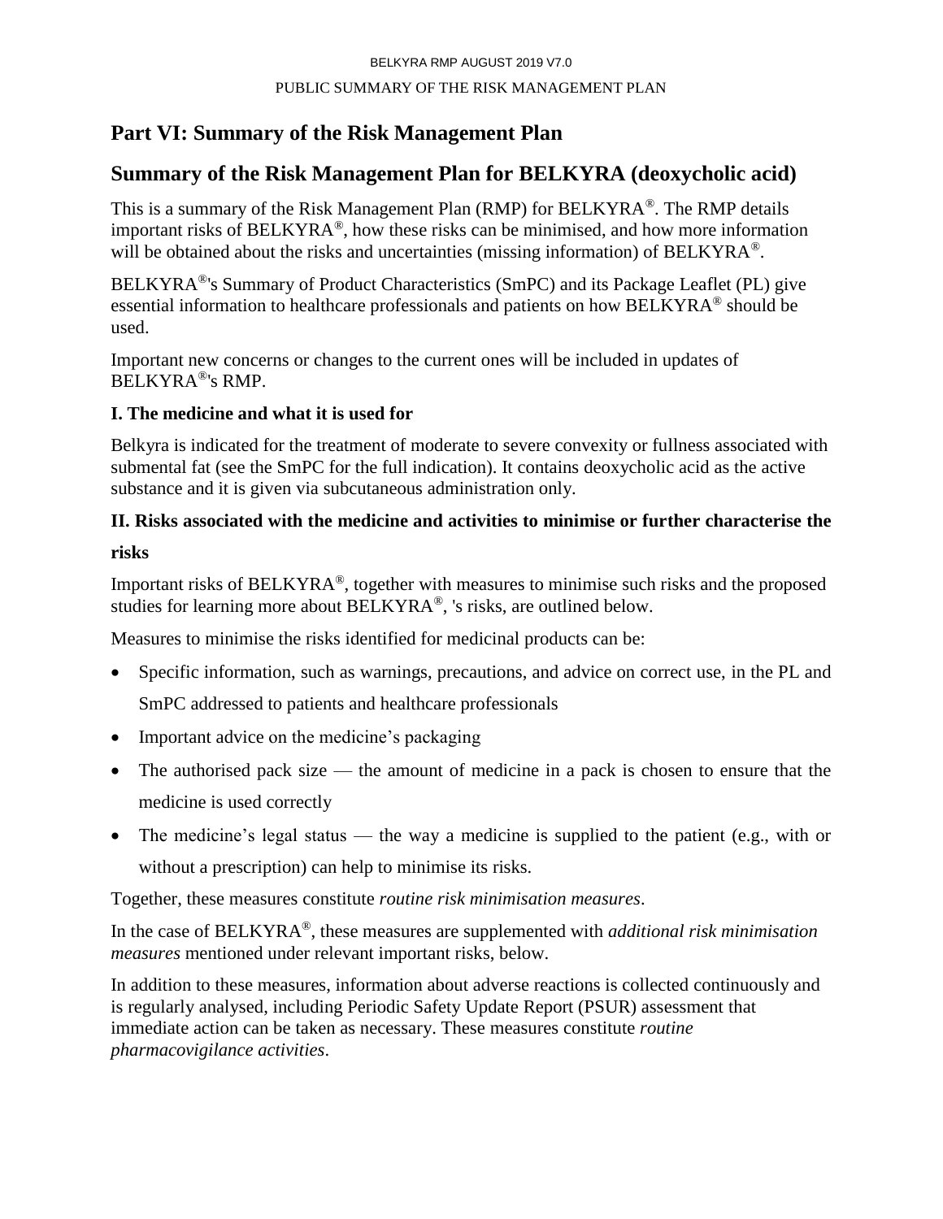# Part VI: Summary of the Risk Management Plan

## Summary of the Risk Management Plan for BELKYRA (deoxycholic acid)

This is a summary of the Risk Management Plan (RMP) for BELKYRA®. The RMP details important risks of BELKYRA®, how these risks can be minimised, and how more information will be obtained about the risks and uncertainties (missing information) of BELKYRA®.

BELKYRA®'s Summary of Product Characteristics (SmPC) and its Package Leaflet (PL) give essential information to healthcare professionals and patients on how BELKYRA® should be used.

Important new concerns or changes to the current ones will be included in updates of BELKYRA®'s RMP.

### I. The medicine and what it is used for

Belkyra is indicated for the treatment of moderate to severe convexity or fullness associated with submental fat (see the SmPC for the full indication). It contains deoxycholic acid as the active substance and it is given via subcutaneous administration only.

### II. Risks associated with the medicine and activities to minimise or further characterise the risks

Important risks of BELKYRA®, together with measures to minimise such risks and the proposed studies for learning more about BELKYRA®, 's risks, are outlined below.

Measures to minimise the risks identified for medicinal products can be:

- Specific information, such as warnings, precautions, and advice on correct use, in the PL and SmPC addressed to patients and healthcare professionals
- Important advice on the medicine's packaging
- The authorised pack size — the amount of medicine in a pack is chosen to ensure that the medicine is used correctly
- The medicine's legal status — the way a medicine is supplied to the patient (e.g., with or without a prescription) can help to minimise its risks.

Together, these measures constitute *routine risk minimisation measures*.

In the case of BELKYRA®, these measures are supplemented with *additional risk minimisation measures* mentioned under relevant important risks, below.

In addition to these measures, information about adverse reactions is collected continuously and is regularly analysed, including Periodic Safety Update Report (PSUR) assessment that immediate action can be taken as necessary. These measures constitute *routine pharmacovigilance activities*.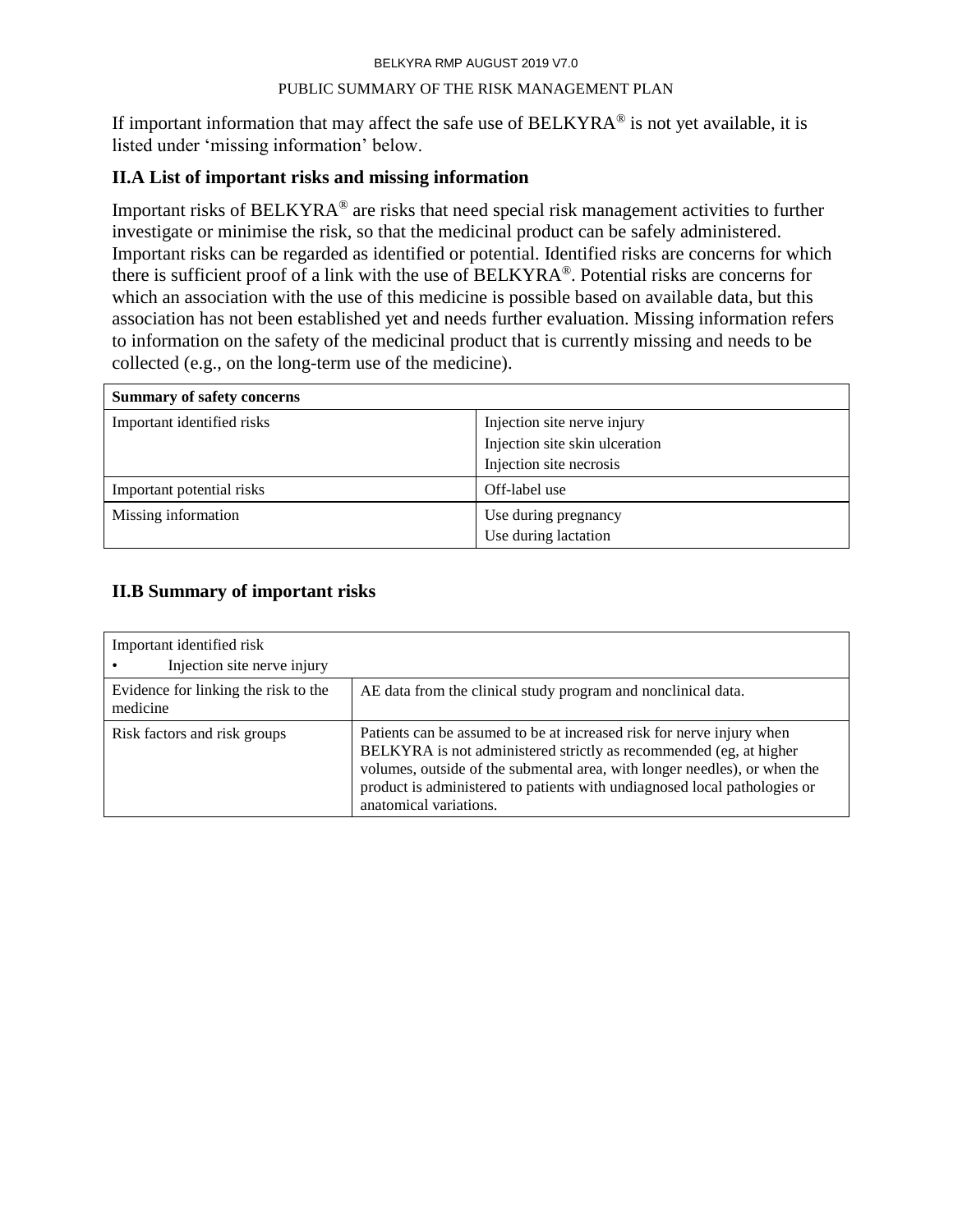If important information that may affect the safe use of BELKYRA® is not yet available, it is listed under 'missing information' below.

## II.A List of important risks and missing information

Important risks of BELKYRA® are risks that need special risk management activities to further investigate or minimise the risk, so that the medicinal product can be safely administered. Important risks can be regarded as identified or potential. Identified risks are concerns for which there is sufficient proof of a link with the use of BELKYRA®. Potential risks are concerns for which an association with the use of this medicine is possible based on available data, but this association has not been established yet and needs further evaluation. Missing information refers to information on the safety of the medicinal product that is currently missing and needs to be collected (e.g., on the long-term use of the medicine).

| **Summary of safety concerns** | |
|---|---|
| Important identified risks | Injection site nerve injury<br>Injection site skin ulceration<br>Injection site necrosis |
| Important potential risks | Off-label use |
| Missing information | Use during pregnancy<br>Use during lactation |

## II.B Summary of important risks

| Important identified risk<br>• Injection site nerve injury | |
|---|---|
| Evidence for linking the risk to the medicine | AE data from the clinical study program and nonclinical data. |
| Risk factors and risk groups | Patients can be assumed to be at increased risk for nerve injury when BELKYRA is not administered strictly as recommended (eg, at higher volumes, outside of the submental area, with longer needles), or when the product is administered to patients with undiagnosed local pathologies or anatomical variations. |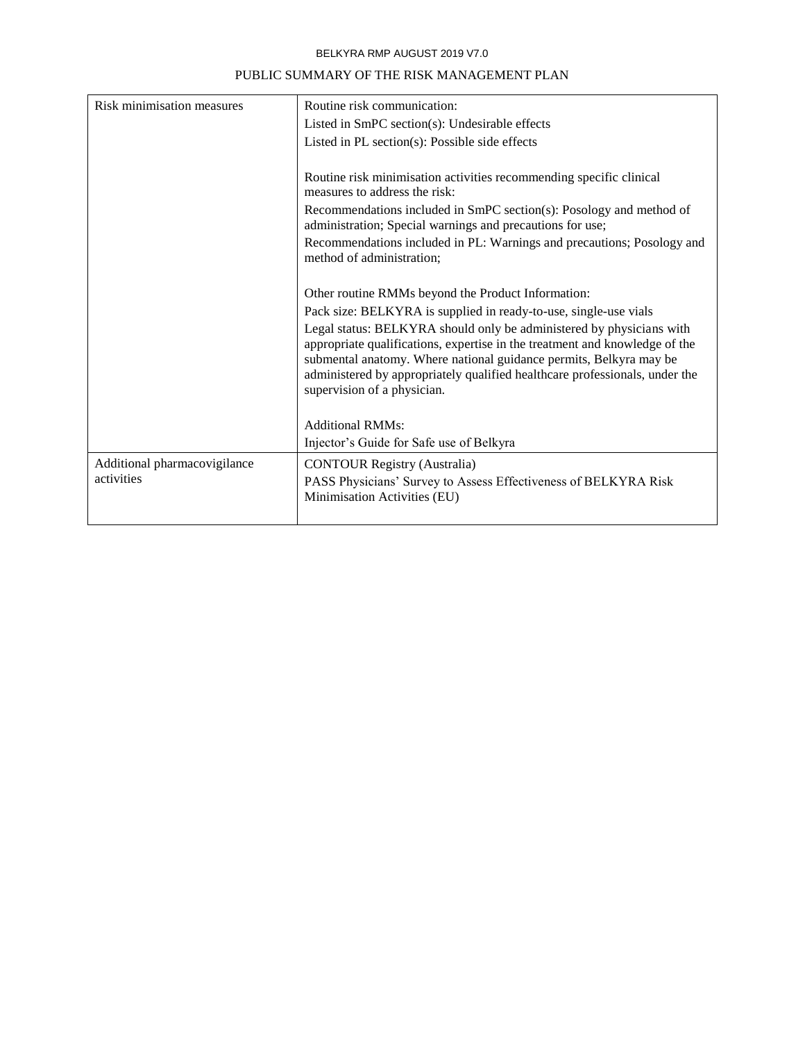PUBLIC SUMMARY OF THE RISK MANAGEMENT PLAN

| | |
|---|---|
| Risk minimisation measures | Routine risk communication:<br>Listed in SmPC section(s): Undesirable effects<br>Listed in PL section(s): Possible side effects<br><br>Routine risk minimisation activities recommending specific clinical measures to address the risk:<br>Recommendations included in SmPC section(s): Posology and method of administration; Special warnings and precautions for use;<br>Recommendations included in PL: Warnings and precautions; Posology and method of administration;<br><br>Other routine RMMs beyond the Product Information:<br>Pack size: BELKYRA is supplied in ready-to-use, single-use vials<br>Legal status: BELKYRA should only be administered by physicians with appropriate qualifications, expertise in the treatment and knowledge of the submental anatomy. Where national guidance permits, Belkyra may be administered by appropriately qualified healthcare professionals, under the supervision of a physician.<br><br>Additional RMMs:<br>Injector's Guide for Safe use of Belkyra |
| Additional pharmacovigilance activities | CONTOUR Registry (Australia)<br>PASS Physicians' Survey to Assess Effectiveness of BELKYRA Risk Minimisation Activities (EU) |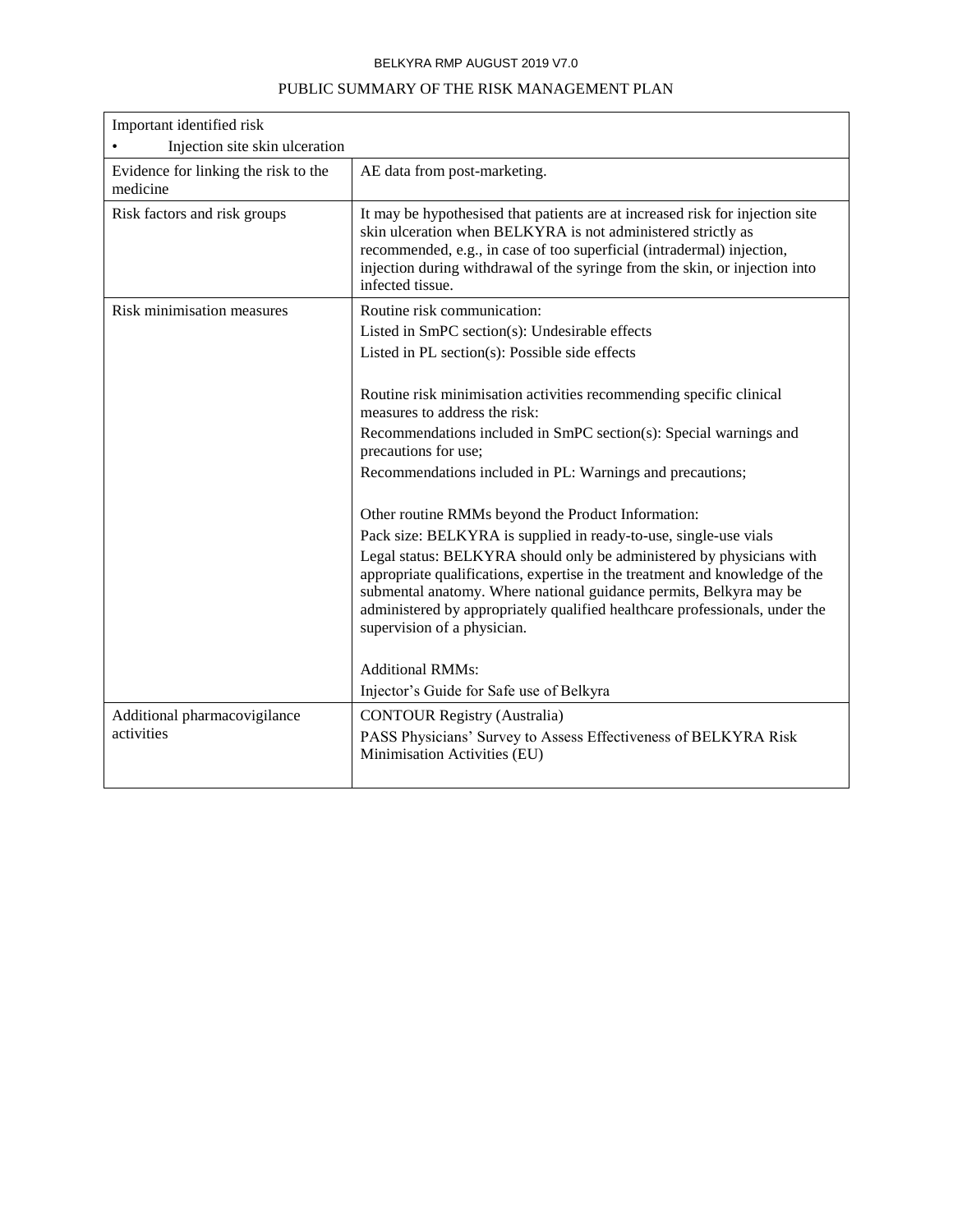PUBLIC SUMMARY OF THE RISK MANAGEMENT PLAN

| Important identified risk<br>• Injection site skin ulceration | |
|---|---|
| Evidence for linking the risk to the medicine | AE data from post-marketing. |
| Risk factors and risk groups | It may be hypothesised that patients are at increased risk for injection site skin ulceration when BELKYRA is not administered strictly as recommended, e.g., in case of too superficial (intradermal) injection, injection during withdrawal of the syringe from the skin, or injection into infected tissue. |
| Risk minimisation measures | Routine risk communication:<br>Listed in SmPC section(s): Undesirable effects<br>Listed in PL section(s): Possible side effects<br><br>Routine risk minimisation activities recommending specific clinical measures to address the risk:<br>Recommendations included in SmPC section(s): Special warnings and precautions for use;<br>Recommendations included in PL: Warnings and precautions;<br><br>Other routine RMMs beyond the Product Information:<br>Pack size: BELKYRA is supplied in ready-to-use, single-use vials<br>Legal status: BELKYRA should only be administered by physicians with appropriate qualifications, expertise in the treatment and knowledge of the submental anatomy. Where national guidance permits, Belkyra may be administered by appropriately qualified healthcare professionals, under the supervision of a physician.<br><br>Additional RMMs:<br>Injector's Guide for Safe use of Belkyra |
| Additional pharmacovigilance activities | CONTOUR Registry (Australia)<br>PASS Physicians' Survey to Assess Effectiveness of BELKYRA Risk Minimisation Activities (EU) |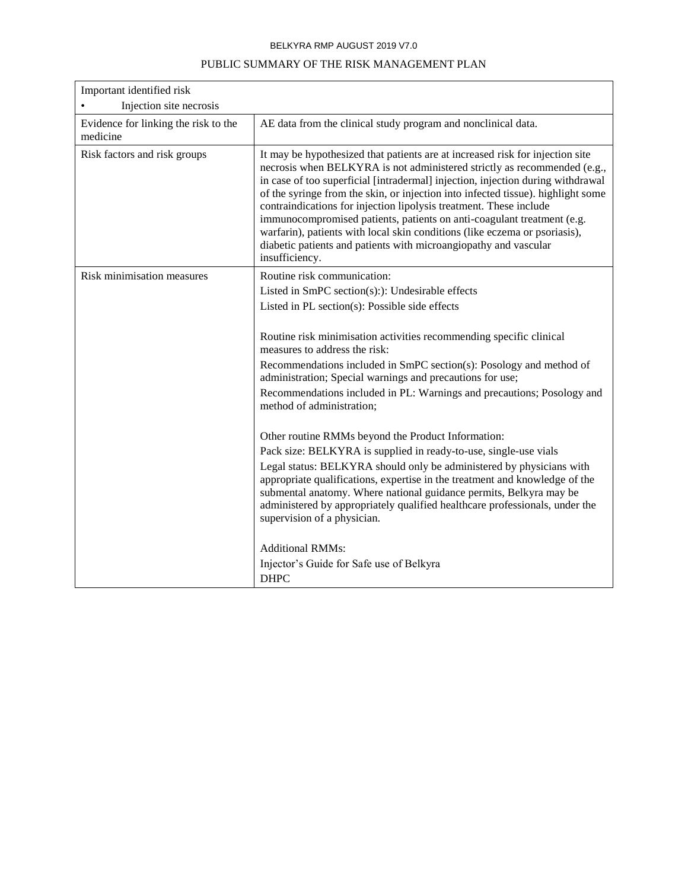PUBLIC SUMMARY OF THE RISK MANAGEMENT PLAN

| Important identified risk<br>• Injection site necrosis | |
|---|---|
| Evidence for linking the risk to the medicine | AE data from the clinical study program and nonclinical data. |
| Risk factors and risk groups | It may be hypothesized that patients are at increased risk for injection site necrosis when BELKYRA is not administered strictly as recommended (e.g., in case of too superficial [intradermal] injection, injection during withdrawal of the syringe from the skin, or injection into infected tissue). highlight some contraindications for injection lipolysis treatment. These include immunocompromised patients, patients on anti-coagulant treatment (e.g. warfarin), patients with local skin conditions (like eczema or psoriasis), diabetic patients and patients with microangiopathy and vascular insufficiency. |
| Risk minimisation measures | Routine risk communication:<br>Listed in SmPC section(s):): Undesirable effects<br>Listed in PL section(s): Possible side effects<br><br>Routine risk minimisation activities recommending specific clinical measures to address the risk:<br>Recommendations included in SmPC section(s): Posology and method of administration; Special warnings and precautions for use;<br>Recommendations included in PL: Warnings and precautions; Posology and method of administration;<br><br>Other routine RMMs beyond the Product Information:<br>Pack size: BELKYRA is supplied in ready-to-use, single-use vials<br>Legal status: BELKYRA should only be administered by physicians with appropriate qualifications, expertise in the treatment and knowledge of the submental anatomy. Where national guidance permits, Belkyra may be administered by appropriately qualified healthcare professionals, under the supervision of a physician.<br><br>Additional RMMs:<br>Injector's Guide for Safe use of Belkyra<br>DHPC |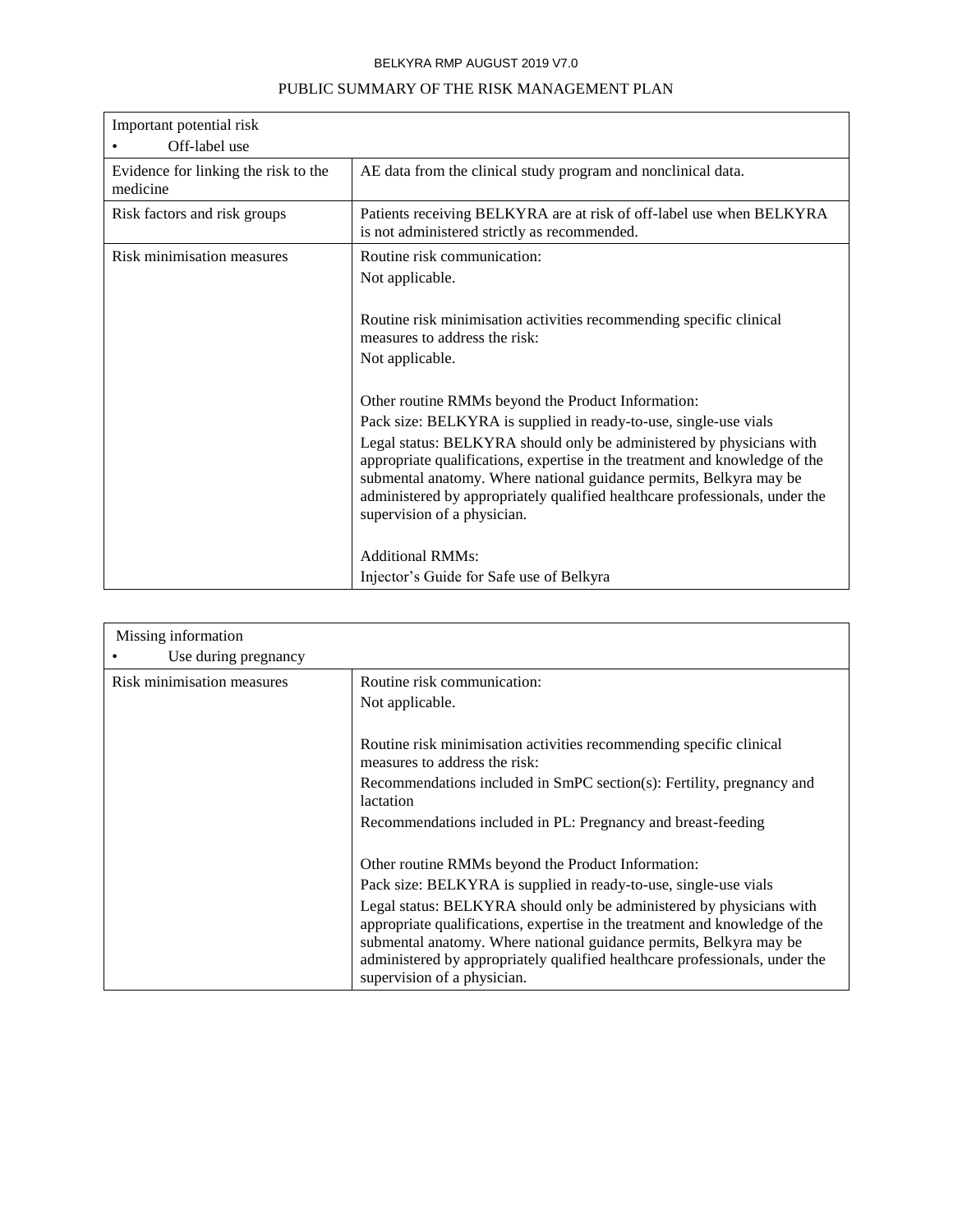| Important potential risk<br>• Off-label use | |
|---|---|
| Evidence for linking the risk to the medicine | AE data from the clinical study program and nonclinical data. |
| Risk factors and risk groups | Patients receiving BELKYRA are at risk of off-label use when BELKYRA is not administered strictly as recommended. |
| Risk minimisation measures | Routine risk communication:<br>Not applicable.<br><br>Routine risk minimisation activities recommending specific clinical measures to address the risk:<br>Not applicable.<br><br>Other routine RMMs beyond the Product Information:<br>Pack size: BELKYRA is supplied in ready-to-use, single-use vials<br>Legal status: BELKYRA should only be administered by physicians with appropriate qualifications, expertise in the treatment and knowledge of the submental anatomy. Where national guidance permits, Belkyra may be administered by appropriately qualified healthcare professionals, under the supervision of a physician.<br><br>Additional RMMs:<br>Injector's Guide for Safe use of Belkyra |

| Missing information<br>• Use during pregnancy | |
|---|---|
| Risk minimisation measures | Routine risk communication:<br>Not applicable.<br><br>Routine risk minimisation activities recommending specific clinical measures to address the risk:<br>Recommendations included in SmPC section(s): Fertility, pregnancy and lactation<br>Recommendations included in PL: Pregnancy and breast-feeding<br><br>Other routine RMMs beyond the Product Information:<br>Pack size: BELKYRA is supplied in ready-to-use, single-use vials<br>Legal status: BELKYRA should only be administered by physicians with appropriate qualifications, expertise in the treatment and knowledge of the submental anatomy. Where national guidance permits, Belkyra may be administered by appropriately qualified healthcare professionals, under the supervision of a physician. |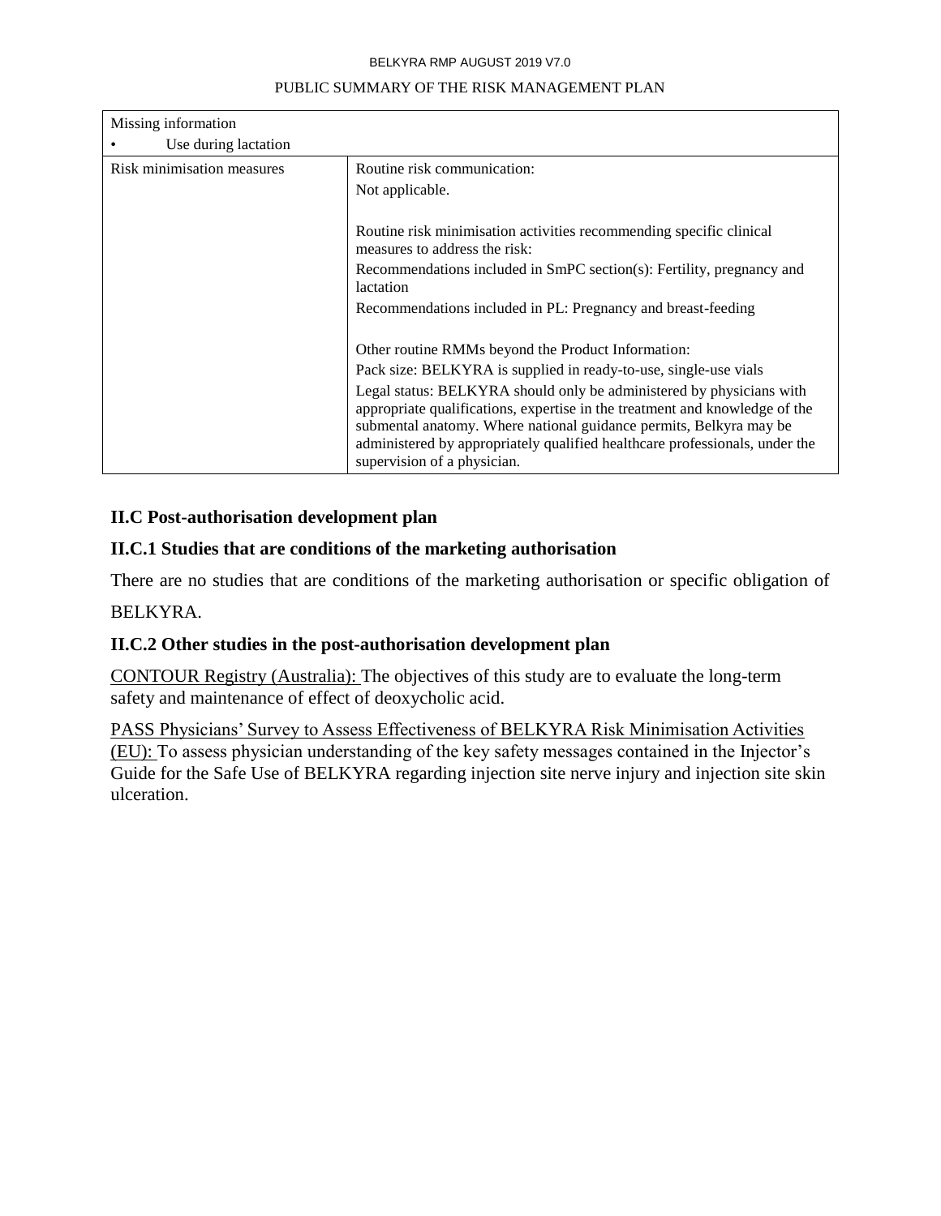| Missing information<br>• Use during lactation | |
|---|---|
| Risk minimisation measures | Routine risk communication:<br>Not applicable.<br><br>Routine risk minimisation activities recommending specific clinical measures to address the risk:<br>Recommendations included in SmPC section(s): Fertility, pregnancy and lactation<br>Recommendations included in PL: Pregnancy and breast-feeding<br><br>Other routine RMMs beyond the Product Information:<br>Pack size: BELKYRA is supplied in ready-to-use, single-use vials<br>Legal status: BELKYRA should only be administered by physicians with appropriate qualifications, expertise in the treatment and knowledge of the submental anatomy. Where national guidance permits, Belkyra may be administered by appropriately qualified healthcare professionals, under the supervision of a physician. |

## II.C Post-authorisation development plan

### II.C.1 Studies that are conditions of the marketing authorisation

There are no studies that are conditions of the marketing authorisation or specific obligation of BELKYRA.

### II.C.2 Other studies in the post-authorisation development plan

CONTOUR Registry (Australia): The objectives of this study are to evaluate the long-term safety and maintenance of effect of deoxycholic acid.

PASS Physicians' Survey to Assess Effectiveness of BELKYRA Risk Minimisation Activities (EU): To assess physician understanding of the key safety messages contained in the Injector's Guide for the Safe Use of BELKYRA regarding injection site nerve injury and injection site skin ulceration.